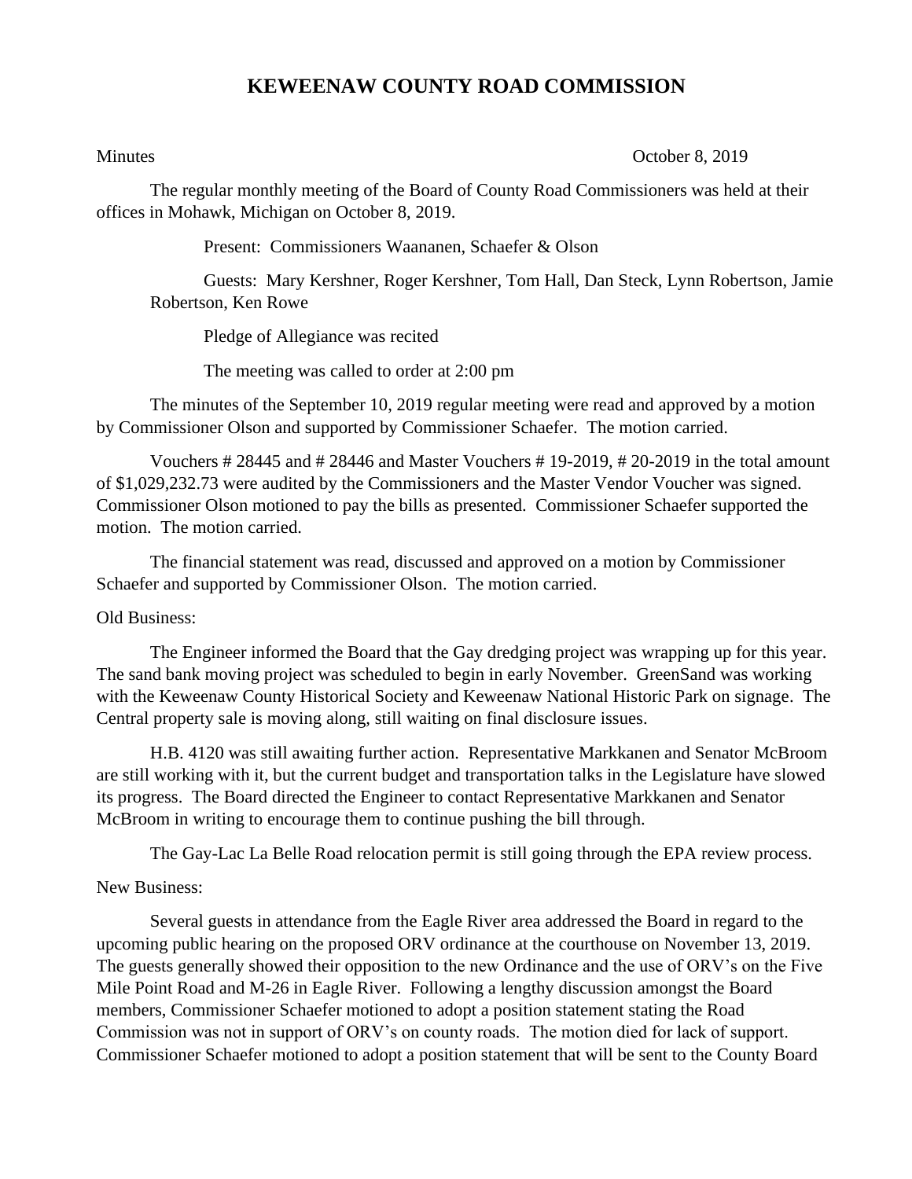# KEWEENAW COUNTY ROAD COMMISSION

Minutes October 8, 2019

The regular monthly meeting of the Board of County Road Commissioners was held at their offices in Mohawk, Michigan on October 8, 2019.

Present: Commissioners Waananen, Schaefer & Olson

Guests: Mary Kershner, Roger Kershner, Tom Hall, Dan Steck, Lynn Robertson, Jamie Robertson, Ken Rowe

Pledge of Allegiance was recited

The meeting was called to order at 2:00 pm

The minutes of the September 10, 2019 regular meeting were read and approved by a motion by Commissioner Olson and supported by Commissioner Schaefer. The motion carried.

Vouchers # 28445 and # 28446 and Master Vouchers # 19-2019, # 20-2019 in the total amount of $1,029,232.73 were audited by the Commissioners and the Master Vendor Voucher was signed. Commissioner Olson motioned to pay the bills as presented. Commissioner Schaefer supported the motion. The motion carried.

The financial statement was read, discussed and approved on a motion by Commissioner Schaefer and supported by Commissioner Olson. The motion carried.

Old Business:

The Engineer informed the Board that the Gay dredging project was wrapping up for this year. The sand bank moving project was scheduled to begin in early November. GreenSand was working with the Keweenaw County Historical Society and Keweenaw National Historic Park on signage. The Central property sale is moving along, still waiting on final disclosure issues.

H.B. 4120 was still awaiting further action. Representative Markkanen and Senator McBroom are still working with it, but the current budget and transportation talks in the Legislature have slowed its progress. The Board directed the Engineer to contact Representative Markkanen and Senator McBroom in writing to encourage them to continue pushing the bill through.

The Gay-Lac La Belle Road relocation permit is still going through the EPA review process.

New Business:

Several guests in attendance from the Eagle River area addressed the Board in regard to the upcoming public hearing on the proposed ORV ordinance at the courthouse on November 13, 2019. The guests generally showed their opposition to the new Ordinance and the use of ORV's on the Five Mile Point Road and M-26 in Eagle River. Following a lengthy discussion amongst the Board members, Commissioner Schaefer motioned to adopt a position statement stating the Road Commission was not in support of ORV's on county roads. The motion died for lack of support. Commissioner Schaefer motioned to adopt a position statement that will be sent to the County Board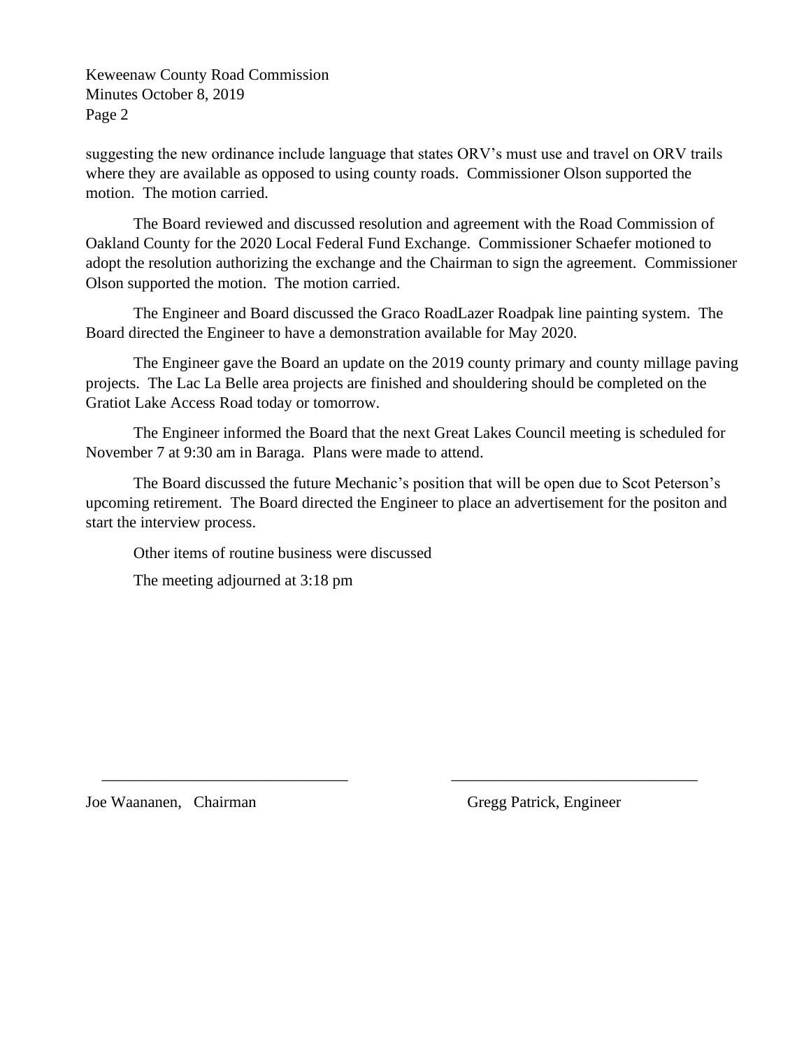suggesting the new ordinance include language that states ORV's must use and travel on ORV trails where they are available as opposed to using county roads. Commissioner Olson supported the motion. The motion carried.

The Board reviewed and discussed resolution and agreement with the Road Commission of Oakland County for the 2020 Local Federal Fund Exchange. Commissioner Schaefer motioned to adopt the resolution authorizing the exchange and the Chairman to sign the agreement. Commissioner Olson supported the motion. The motion carried.

The Engineer and Board discussed the Graco RoadLazer Roadpak line painting system. The Board directed the Engineer to have a demonstration available for May 2020.

The Engineer gave the Board an update on the 2019 county primary and county millage paving projects. The Lac La Belle area projects are finished and shouldering should be completed on the Gratiot Lake Access Road today or tomorrow.

The Engineer informed the Board that the next Great Lakes Council meeting is scheduled for November 7 at 9:30 am in Baraga. Plans were made to attend.

The Board discussed the future Mechanic's position that will be open due to Scot Peterson's upcoming retirement. The Board directed the Engineer to place an advertisement for the positon and start the interview process.

Other items of routine business were discussed

The meeting adjourned at 3:18 pm

_______________________________ _______________________________

Joe Waananen, Chairman Gregg Patrick, Engineer